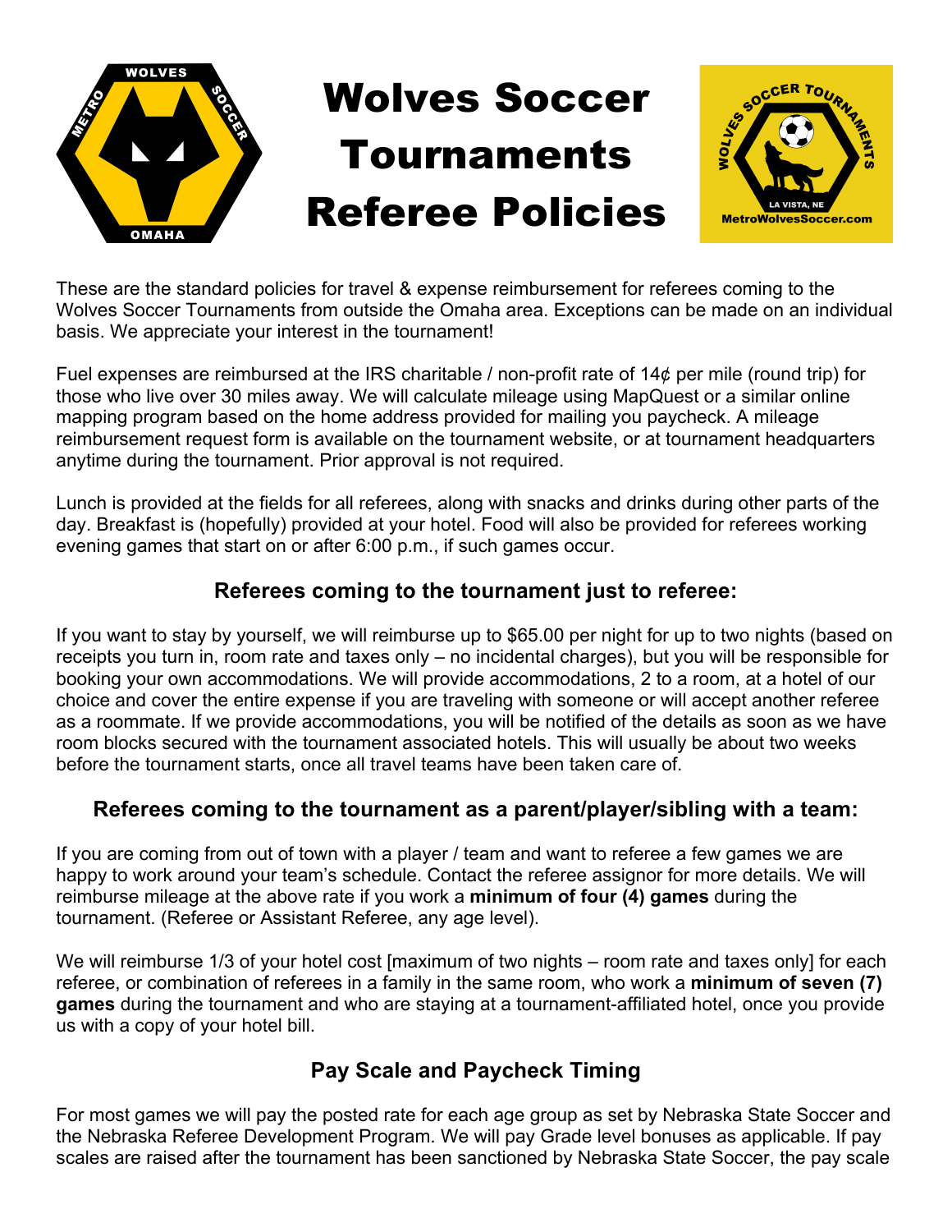# Wolves Soccer Tournaments Referee Policies

These are the standard policies for travel & expense reimbursement for referees coming to the Wolves Soccer Tournaments from outside the Omaha area. Exceptions can be made on an individual basis. We appreciate your interest in the tournament!

Fuel expenses are reimbursed at the IRS charitable / non-profit rate of 14¢ per mile (round trip) for those who live over 30 miles away. We will calculate mileage using MapQuest or a similar online mapping program based on the home address provided for mailing you paycheck. A mileage reimbursement request form is available on the tournament website, or at tournament headquarters anytime during the tournament. Prior approval is not required.

Lunch is provided at the fields for all referees, along with snacks and drinks during other parts of the day. Breakfast is (hopefully) provided at your hotel. Food will also be provided for referees working evening games that start on or after 6:00 p.m., if such games occur.

## Referees coming to the tournament just to referee:

If you want to stay by yourself, we will reimburse up to $65.00 per night for up to two nights (based on receipts you turn in, room rate and taxes only – no incidental charges), but you will be responsible for booking your own accommodations. We will provide accommodations, 2 to a room, at a hotel of our choice and cover the entire expense if you are traveling with someone or will accept another referee as a roommate. If we provide accommodations, you will be notified of the details as soon as we have room blocks secured with the tournament associated hotels. This will usually be about two weeks before the tournament starts, once all travel teams have been taken care of.

## Referees coming to the tournament as a parent/player/sibling with a team:

If you are coming from out of town with a player / team and want to referee a few games we are happy to work around your team's schedule. Contact the referee assignor for more details. We will reimburse mileage at the above rate if you work a **minimum of four (4) games** during the tournament. (Referee or Assistant Referee, any age level).

We will reimburse 1/3 of your hotel cost [maximum of two nights – room rate and taxes only] for each referee, or combination of referees in a family in the same room, who work a **minimum of seven (7) games** during the tournament and who are staying at a tournament-affiliated hotel, once you provide us with a copy of your hotel bill.

## Pay Scale and Paycheck Timing

For most games we will pay the posted rate for each age group as set by Nebraska State Soccer and the Nebraska Referee Development Program. We will pay Grade level bonuses as applicable. If pay scales are raised after the tournament has been sanctioned by Nebraska State Soccer, the pay scale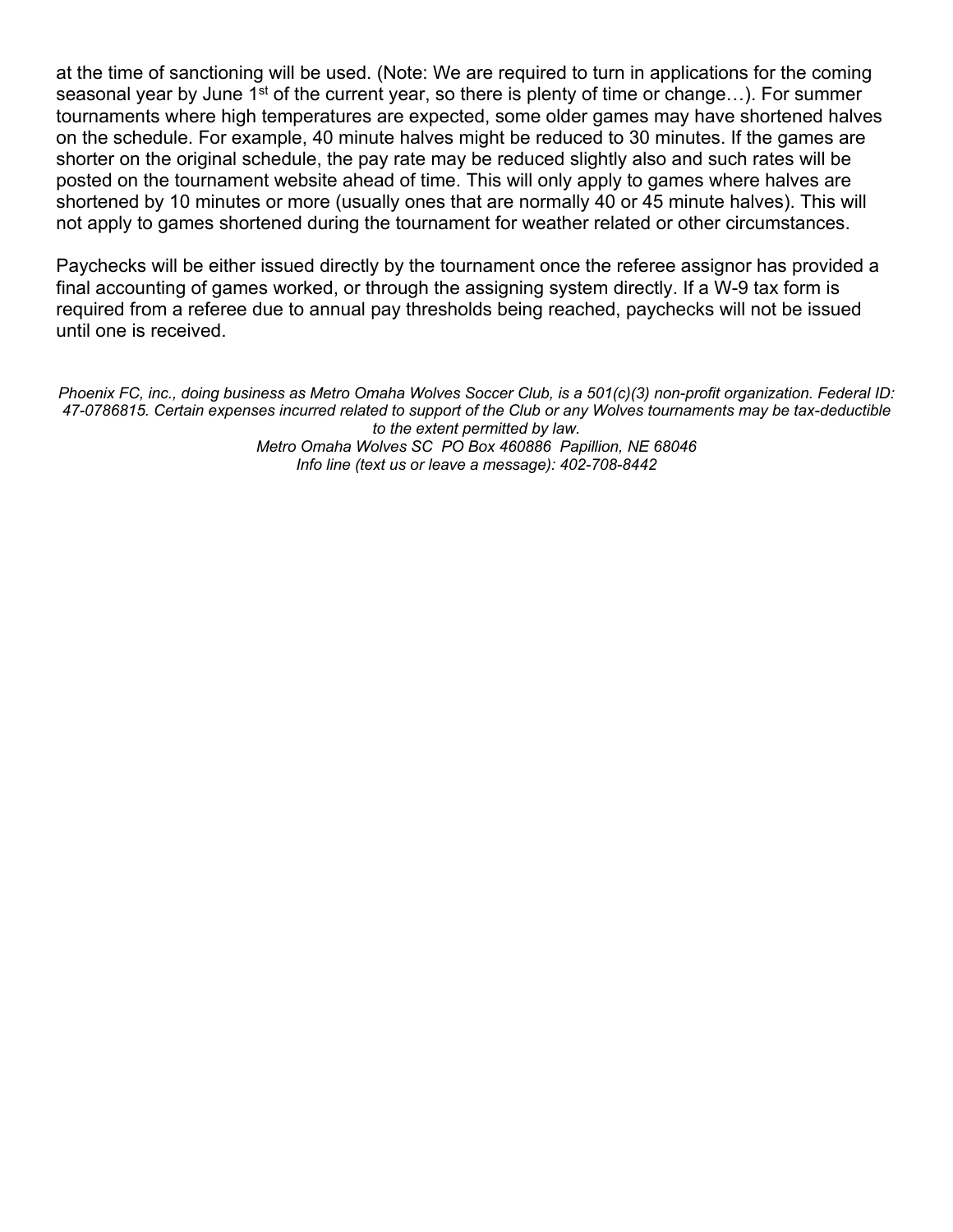at the time of sanctioning will be used. (Note: We are required to turn in applications for the coming seasonal year by June 1st of the current year, so there is plenty of time or change…). For summer tournaments where high temperatures are expected, some older games may have shortened halves on the schedule. For example, 40 minute halves might be reduced to 30 minutes. If the games are shorter on the original schedule, the pay rate may be reduced slightly also and such rates will be posted on the tournament website ahead of time. This will only apply to games where halves are shortened by 10 minutes or more (usually ones that are normally 40 or 45 minute halves). This will not apply to games shortened during the tournament for weather related or other circumstances.

Paychecks will be either issued directly by the tournament once the referee assignor has provided a final accounting of games worked, or through the assigning system directly. If a W-9 tax form is required from a referee due to annual pay thresholds being reached, paychecks will not be issued until one is received.

*Phoenix FC, inc., doing business as Metro Omaha Wolves Soccer Club, is a 501(c)(3) non-profit organization. Federal ID: 47-0786815. Certain expenses incurred related to support of the Club or any Wolves tournaments may be tax-deductible to the extent permitted by law.*
*Metro Omaha Wolves SC PO Box 460886 Papillion, NE 68046*
*Info line (text us or leave a message): 402-708-8442*